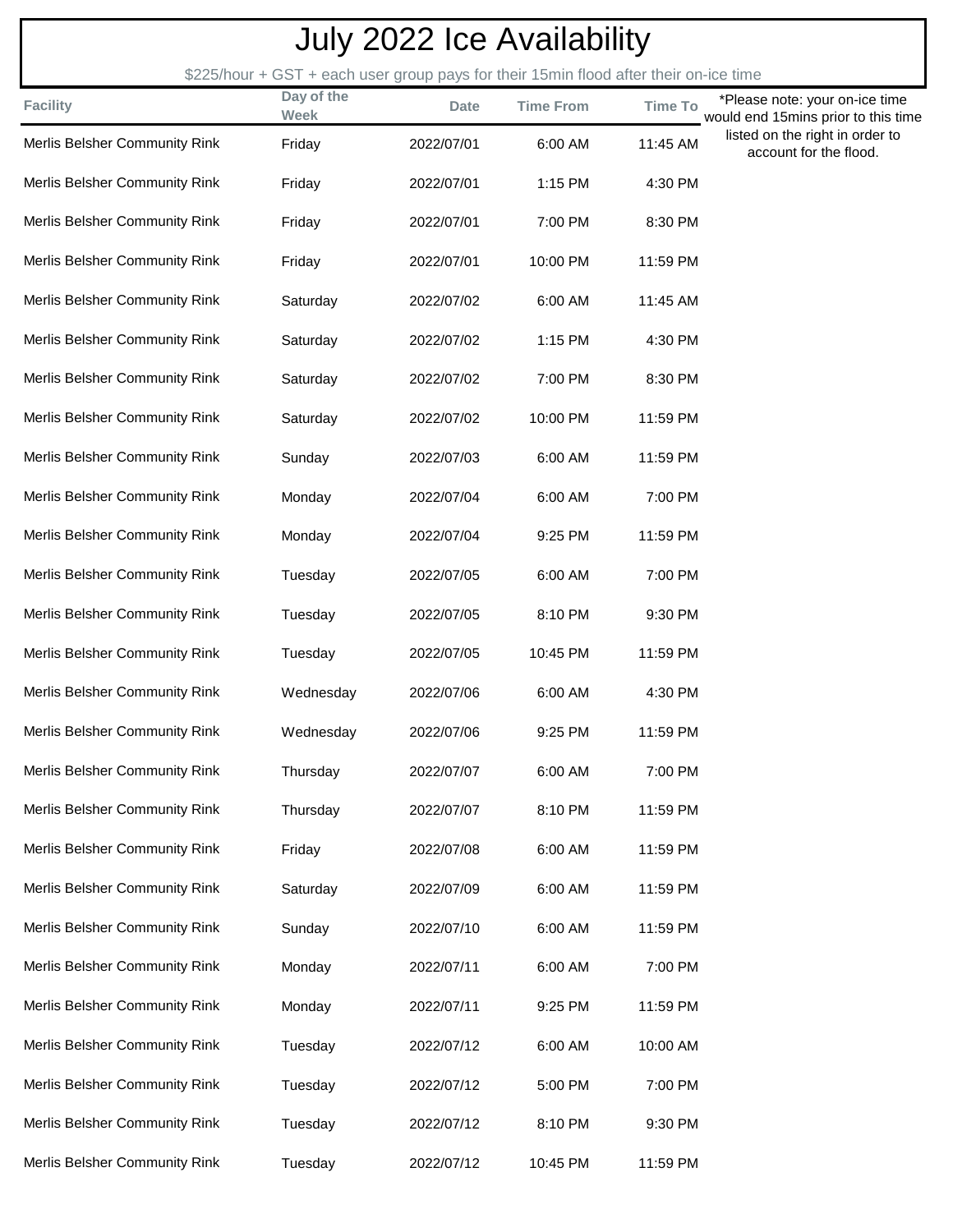# July 2022 Ice Availability

$225/hour + GST + each user group pays for their 15min flood after their on-ice time

*Please note: your on-ice time would end 15mins prior to this time listed on the right in order to account for the flood.

| Facility | Day of the Week | Date | Time From | Time To |
|---|---|---|---|---|
| Merlis Belsher Community Rink | Friday | 2022/07/01 | 6:00 AM | 11:45 AM |
| Merlis Belsher Community Rink | Friday | 2022/07/01 | 1:15 PM | 4:30 PM |
| Merlis Belsher Community Rink | Friday | 2022/07/01 | 7:00 PM | 8:30 PM |
| Merlis Belsher Community Rink | Friday | 2022/07/01 | 10:00 PM | 11:59 PM |
| Merlis Belsher Community Rink | Saturday | 2022/07/02 | 6:00 AM | 11:45 AM |
| Merlis Belsher Community Rink | Saturday | 2022/07/02 | 1:15 PM | 4:30 PM |
| Merlis Belsher Community Rink | Saturday | 2022/07/02 | 7:00 PM | 8:30 PM |
| Merlis Belsher Community Rink | Saturday | 2022/07/02 | 10:00 PM | 11:59 PM |
| Merlis Belsher Community Rink | Sunday | 2022/07/03 | 6:00 AM | 11:59 PM |
| Merlis Belsher Community Rink | Monday | 2022/07/04 | 6:00 AM | 7:00 PM |
| Merlis Belsher Community Rink | Monday | 2022/07/04 | 9:25 PM | 11:59 PM |
| Merlis Belsher Community Rink | Tuesday | 2022/07/05 | 6:00 AM | 7:00 PM |
| Merlis Belsher Community Rink | Tuesday | 2022/07/05 | 8:10 PM | 9:30 PM |
| Merlis Belsher Community Rink | Tuesday | 2022/07/05 | 10:45 PM | 11:59 PM |
| Merlis Belsher Community Rink | Wednesday | 2022/07/06 | 6:00 AM | 4:30 PM |
| Merlis Belsher Community Rink | Wednesday | 2022/07/06 | 9:25 PM | 11:59 PM |
| Merlis Belsher Community Rink | Thursday | 2022/07/07 | 6:00 AM | 7:00 PM |
| Merlis Belsher Community Rink | Thursday | 2022/07/07 | 8:10 PM | 11:59 PM |
| Merlis Belsher Community Rink | Friday | 2022/07/08 | 6:00 AM | 11:59 PM |
| Merlis Belsher Community Rink | Saturday | 2022/07/09 | 6:00 AM | 11:59 PM |
| Merlis Belsher Community Rink | Sunday | 2022/07/10 | 6:00 AM | 11:59 PM |
| Merlis Belsher Community Rink | Monday | 2022/07/11 | 6:00 AM | 7:00 PM |
| Merlis Belsher Community Rink | Monday | 2022/07/11 | 9:25 PM | 11:59 PM |
| Merlis Belsher Community Rink | Tuesday | 2022/07/12 | 6:00 AM | 10:00 AM |
| Merlis Belsher Community Rink | Tuesday | 2022/07/12 | 5:00 PM | 7:00 PM |
| Merlis Belsher Community Rink | Tuesday | 2022/07/12 | 8:10 PM | 9:30 PM |
| Merlis Belsher Community Rink | Tuesday | 2022/07/12 | 10:45 PM | 11:59 PM |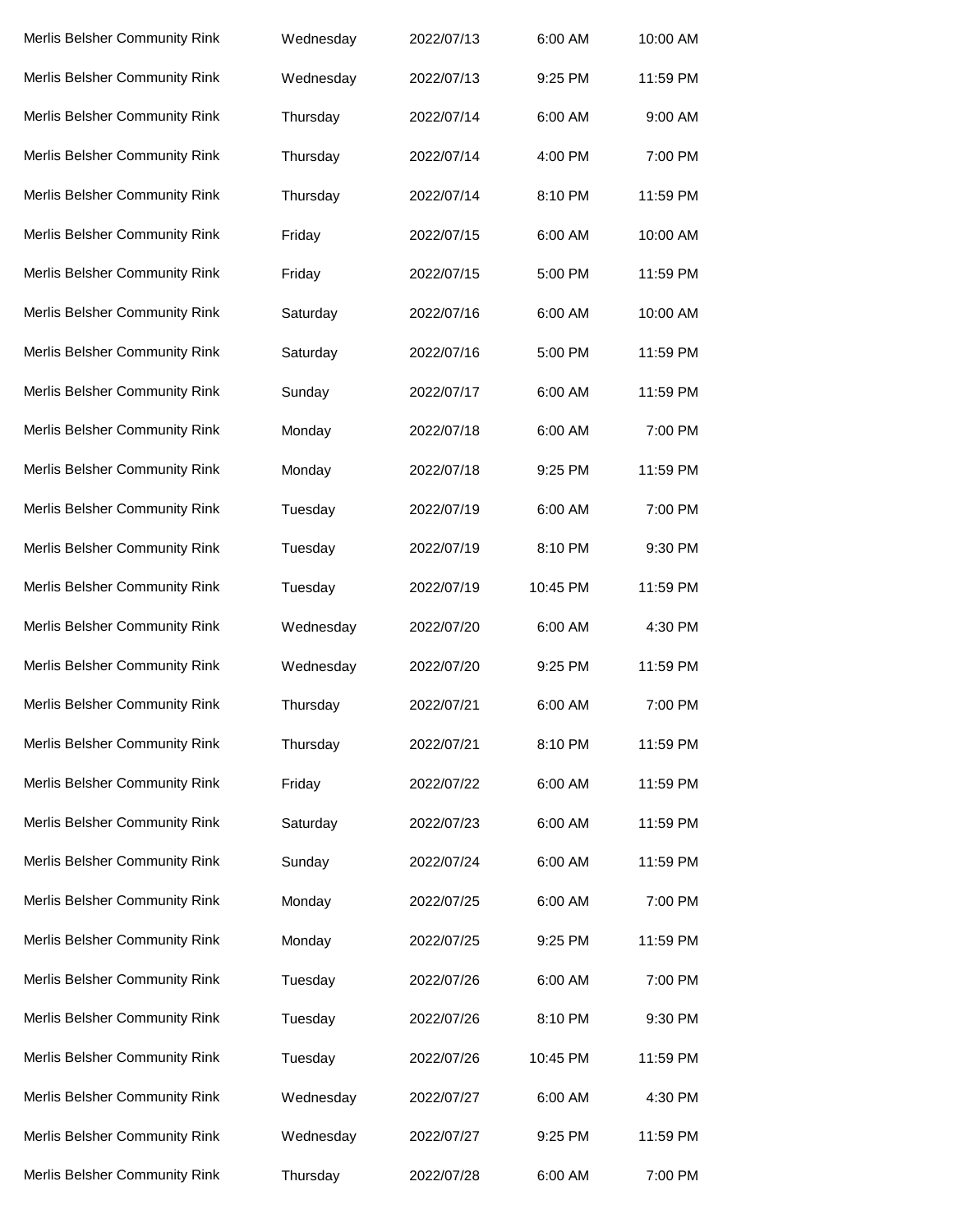| | | | | |
|---|---|---|---|---|
| Merlis Belsher Community Rink | Wednesday | 2022/07/13 | 6:00 AM | 10:00 AM |
| Merlis Belsher Community Rink | Wednesday | 2022/07/13 | 9:25 PM | 11:59 PM |
| Merlis Belsher Community Rink | Thursday | 2022/07/14 | 6:00 AM | 9:00 AM |
| Merlis Belsher Community Rink | Thursday | 2022/07/14 | 4:00 PM | 7:00 PM |
| Merlis Belsher Community Rink | Thursday | 2022/07/14 | 8:10 PM | 11:59 PM |
| Merlis Belsher Community Rink | Friday | 2022/07/15 | 6:00 AM | 10:00 AM |
| Merlis Belsher Community Rink | Friday | 2022/07/15 | 5:00 PM | 11:59 PM |
| Merlis Belsher Community Rink | Saturday | 2022/07/16 | 6:00 AM | 10:00 AM |
| Merlis Belsher Community Rink | Saturday | 2022/07/16 | 5:00 PM | 11:59 PM |
| Merlis Belsher Community Rink | Sunday | 2022/07/17 | 6:00 AM | 11:59 PM |
| Merlis Belsher Community Rink | Monday | 2022/07/18 | 6:00 AM | 7:00 PM |
| Merlis Belsher Community Rink | Monday | 2022/07/18 | 9:25 PM | 11:59 PM |
| Merlis Belsher Community Rink | Tuesday | 2022/07/19 | 6:00 AM | 7:00 PM |
| Merlis Belsher Community Rink | Tuesday | 2022/07/19 | 8:10 PM | 9:30 PM |
| Merlis Belsher Community Rink | Tuesday | 2022/07/19 | 10:45 PM | 11:59 PM |
| Merlis Belsher Community Rink | Wednesday | 2022/07/20 | 6:00 AM | 4:30 PM |
| Merlis Belsher Community Rink | Wednesday | 2022/07/20 | 9:25 PM | 11:59 PM |
| Merlis Belsher Community Rink | Thursday | 2022/07/21 | 6:00 AM | 7:00 PM |
| Merlis Belsher Community Rink | Thursday | 2022/07/21 | 8:10 PM | 11:59 PM |
| Merlis Belsher Community Rink | Friday | 2022/07/22 | 6:00 AM | 11:59 PM |
| Merlis Belsher Community Rink | Saturday | 2022/07/23 | 6:00 AM | 11:59 PM |
| Merlis Belsher Community Rink | Sunday | 2022/07/24 | 6:00 AM | 11:59 PM |
| Merlis Belsher Community Rink | Monday | 2022/07/25 | 6:00 AM | 7:00 PM |
| Merlis Belsher Community Rink | Monday | 2022/07/25 | 9:25 PM | 11:59 PM |
| Merlis Belsher Community Rink | Tuesday | 2022/07/26 | 6:00 AM | 7:00 PM |
| Merlis Belsher Community Rink | Tuesday | 2022/07/26 | 8:10 PM | 9:30 PM |
| Merlis Belsher Community Rink | Tuesday | 2022/07/26 | 10:45 PM | 11:59 PM |
| Merlis Belsher Community Rink | Wednesday | 2022/07/27 | 6:00 AM | 4:30 PM |
| Merlis Belsher Community Rink | Wednesday | 2022/07/27 | 9:25 PM | 11:59 PM |
| Merlis Belsher Community Rink | Thursday | 2022/07/28 | 6:00 AM | 7:00 PM |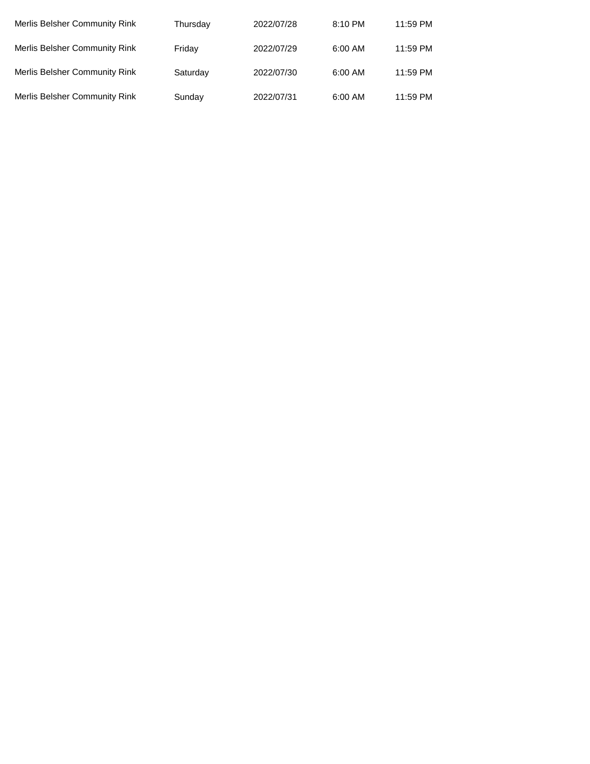| | | | | |
|---|---|---|---|---|
| Merlis Belsher Community Rink | Thursday | 2022/07/28 | 8:10 PM | 11:59 PM |
| Merlis Belsher Community Rink | Friday | 2022/07/29 | 6:00 AM | 11:59 PM |
| Merlis Belsher Community Rink | Saturday | 2022/07/30 | 6:00 AM | 11:59 PM |
| Merlis Belsher Community Rink | Sunday | 2022/07/31 | 6:00 AM | 11:59 PM |